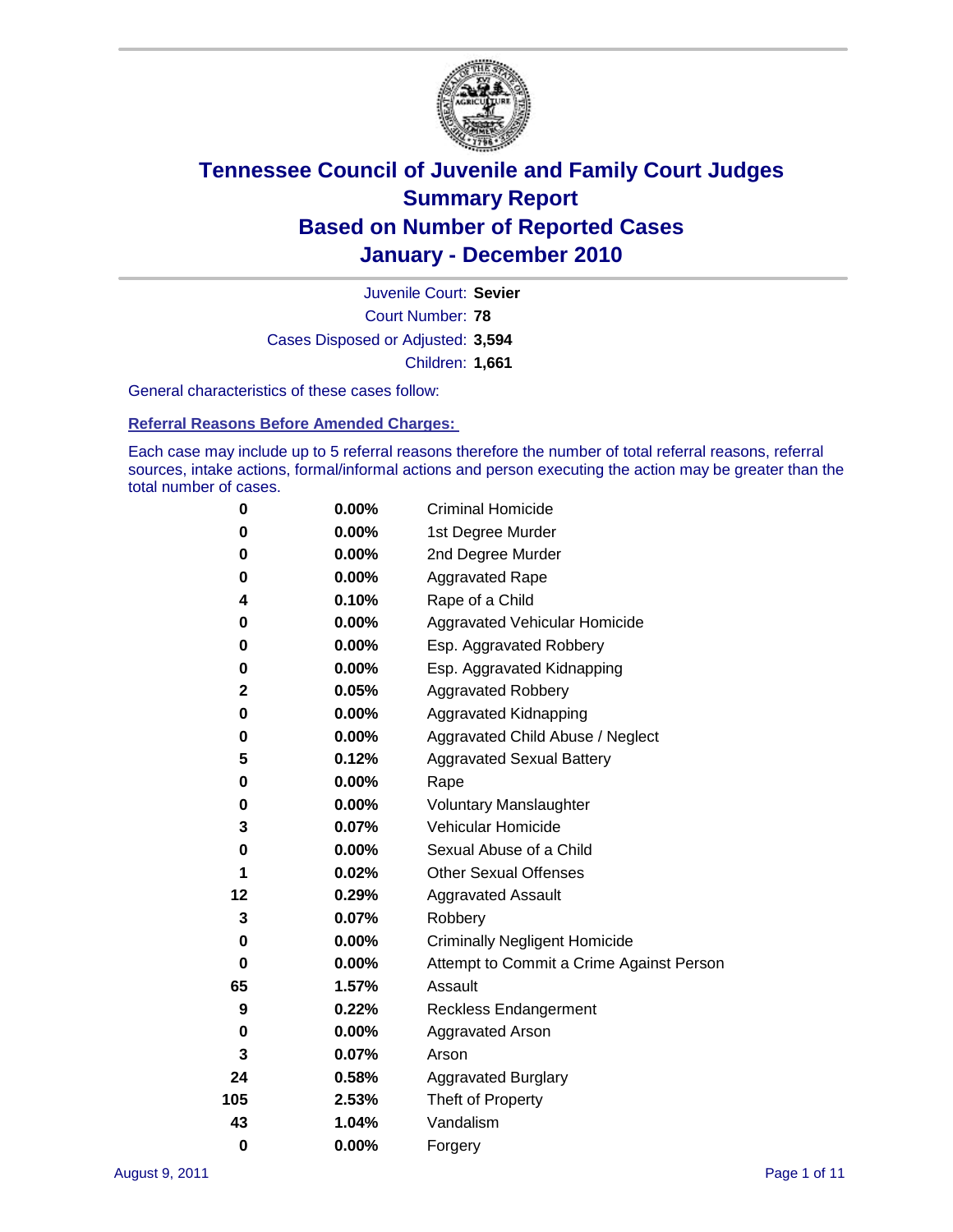# Tennessee Council of Juvenile and Family Court Judges
# Summary Report
# Based on Number of Reported Cases
# January - December 2010

Juvenile Court: **Sevier**
Court Number: **78**
Cases Disposed or Adjusted: **3,594**
Children: **1,661**

General characteristics of these cases follow:

## Referral Reasons Before Amended Charges:

Each case may include up to 5 referral reasons therefore the number of total referral reasons, referral sources, intake actions, formal/informal actions and person executing the action may be greater than the total number of cases.

| Count | Percent | Referral Reason |
|---|---|---|
| 0 | 0.00% | Criminal Homicide |
| 0 | 0.00% | 1st Degree Murder |
| 0 | 0.00% | 2nd Degree Murder |
| 0 | 0.00% | Aggravated Rape |
| 4 | 0.10% | Rape of a Child |
| 0 | 0.00% | Aggravated Vehicular Homicide |
| 0 | 0.00% | Esp. Aggravated Robbery |
| 0 | 0.00% | Esp. Aggravated Kidnapping |
| 2 | 0.05% | Aggravated Robbery |
| 0 | 0.00% | Aggravated Kidnapping |
| 0 | 0.00% | Aggravated Child Abuse / Neglect |
| 5 | 0.12% | Aggravated Sexual Battery |
| 0 | 0.00% | Rape |
| 0 | 0.00% | Voluntary Manslaughter |
| 3 | 0.07% | Vehicular Homicide |
| 0 | 0.00% | Sexual Abuse of a Child |
| 1 | 0.02% | Other Sexual Offenses |
| 12 | 0.29% | Aggravated Assault |
| 3 | 0.07% | Robbery |
| 0 | 0.00% | Criminally Negligent Homicide |
| 0 | 0.00% | Attempt to Commit a Crime Against Person |
| 65 | 1.57% | Assault |
| 9 | 0.22% | Reckless Endangerment |
| 0 | 0.00% | Aggravated Arson |
| 3 | 0.07% | Arson |
| 24 | 0.58% | Aggravated Burglary |
| 105 | 2.53% | Theft of Property |
| 43 | 1.04% | Vandalism |
| 0 | 0.00% | Forgery |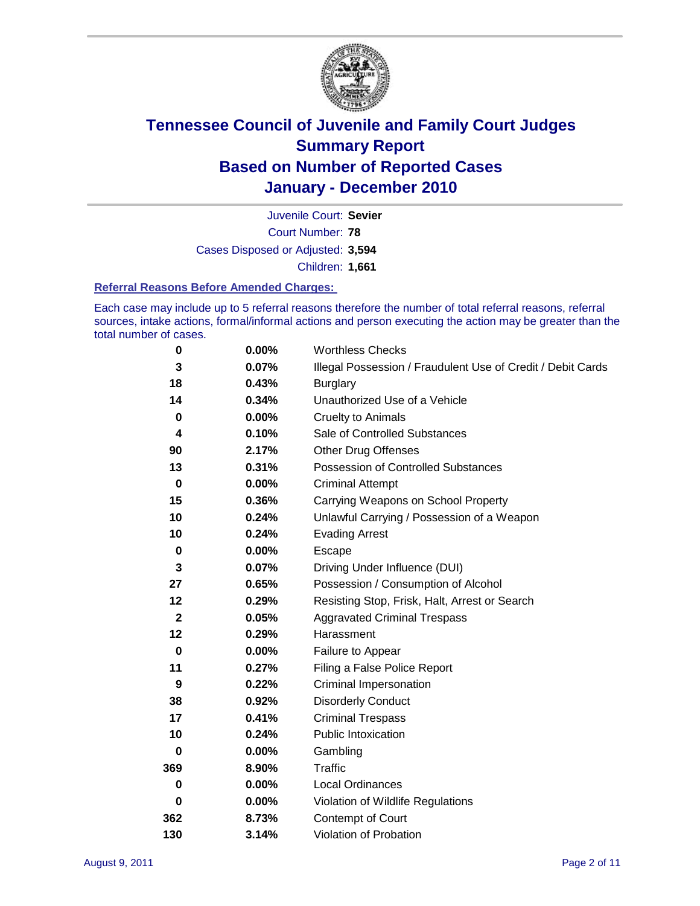# Tennessee Council of Juvenile and Family Court Judges
# Summary Report
# Based on Number of Reported Cases
# January - December 2010

Juvenile Court: **Sevier**

Court Number: **78**

Cases Disposed or Adjusted: **3,594**

Children: **1,661**

### Referral Reasons Before Amended Charges:

Each case may include up to 5 referral reasons therefore the number of total referral reasons, referral sources, intake actions, formal/informal actions and person executing the action may be greater than the total number of cases.

| | | |
|---|---|---|
| 0 | 0.00% | Worthless Checks |
| 3 | 0.07% | Illegal Possession / Fraudulent Use of Credit / Debit Cards |
| 18 | 0.43% | Burglary |
| 14 | 0.34% | Unauthorized Use of a Vehicle |
| 0 | 0.00% | Cruelty to Animals |
| 4 | 0.10% | Sale of Controlled Substances |
| 90 | 2.17% | Other Drug Offenses |
| 13 | 0.31% | Possession of Controlled Substances |
| 0 | 0.00% | Criminal Attempt |
| 15 | 0.36% | Carrying Weapons on School Property |
| 10 | 0.24% | Unlawful Carrying / Possession of a Weapon |
| 10 | 0.24% | Evading Arrest |
| 0 | 0.00% | Escape |
| 3 | 0.07% | Driving Under Influence (DUI) |
| 27 | 0.65% | Possession / Consumption of Alcohol |
| 12 | 0.29% | Resisting Stop, Frisk, Halt, Arrest or Search |
| 2 | 0.05% | Aggravated Criminal Trespass |
| 12 | 0.29% | Harassment |
| 0 | 0.00% | Failure to Appear |
| 11 | 0.27% | Filing a False Police Report |
| 9 | 0.22% | Criminal Impersonation |
| 38 | 0.92% | Disorderly Conduct |
| 17 | 0.41% | Criminal Trespass |
| 10 | 0.24% | Public Intoxication |
| 0 | 0.00% | Gambling |
| 369 | 8.90% | Traffic |
| 0 | 0.00% | Local Ordinances |
| 0 | 0.00% | Violation of Wildlife Regulations |
| 362 | 8.73% | Contempt of Court |
| 130 | 3.14% | Violation of Probation |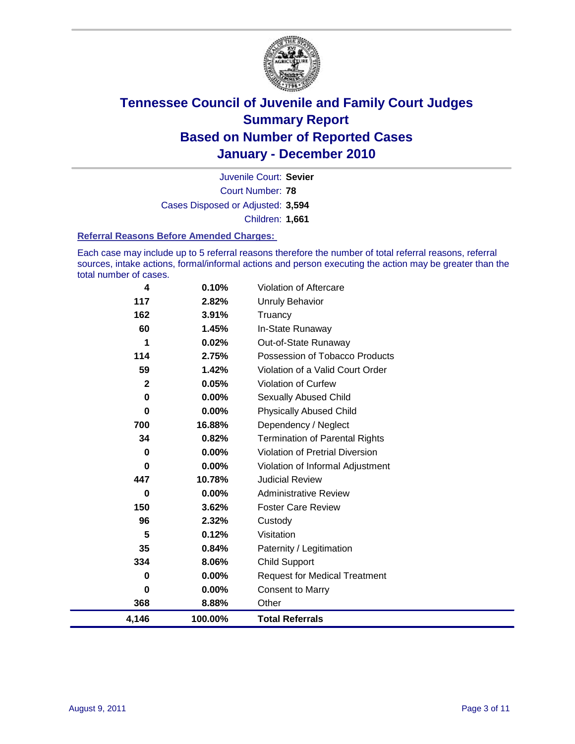# Tennessee Council of Juvenile and Family Court Judges
## Summary Report
## Based on Number of Reported Cases
## January - December 2010

Juvenile Court: **Sevier**

Court Number: **78**

Cases Disposed or Adjusted: **3,594**

Children: **1,661**

### Referral Reasons Before Amended Charges:

Each case may include up to 5 referral reasons therefore the number of total referral reasons, referral sources, intake actions, formal/informal actions and person executing the action may be greater than the total number of cases.

| Count | Percent | Referral Reason |
|---|---|---|
| 4 | 0.10% | Violation of Aftercare |
| 117 | 2.82% | Unruly Behavior |
| 162 | 3.91% | Truancy |
| 60 | 1.45% | In-State Runaway |
| 1 | 0.02% | Out-of-State Runaway |
| 114 | 2.75% | Possession of Tobacco Products |
| 59 | 1.42% | Violation of a Valid Court Order |
| 2 | 0.05% | Violation of Curfew |
| 0 | 0.00% | Sexually Abused Child |
| 0 | 0.00% | Physically Abused Child |
| 700 | 16.88% | Dependency / Neglect |
| 34 | 0.82% | Termination of Parental Rights |
| 0 | 0.00% | Violation of Pretrial Diversion |
| 0 | 0.00% | Violation of Informal Adjustment |
| 447 | 10.78% | Judicial Review |
| 0 | 0.00% | Administrative Review |
| 150 | 3.62% | Foster Care Review |
| 96 | 2.32% | Custody |
| 5 | 0.12% | Visitation |
| 35 | 0.84% | Paternity / Legitimation |
| 334 | 8.06% | Child Support |
| 0 | 0.00% | Request for Medical Treatment |
| 0 | 0.00% | Consent to Marry |
| 368 | 8.88% | Other |
| **4,146** | **100.00%** | **Total Referrals** |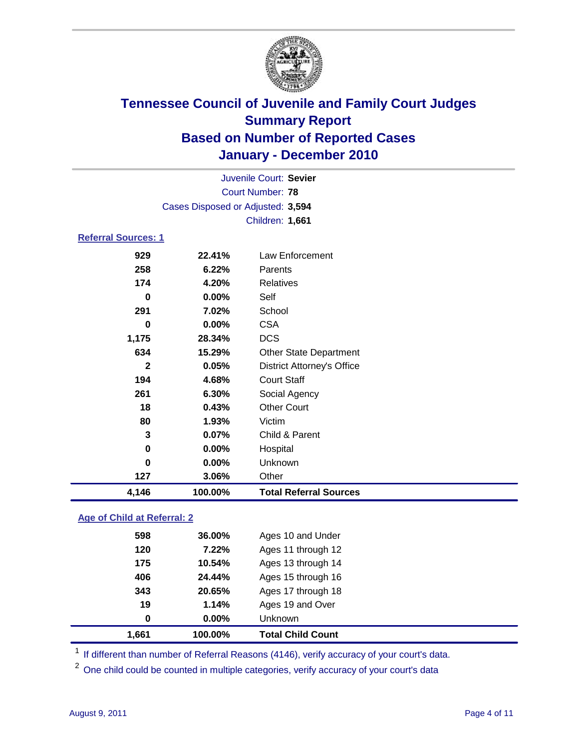# Tennessee Council of Juvenile and Family Court Judges
## Summary Report
## Based on Number of Reported Cases
## January - December 2010

Juvenile Court: **Sevier**
Court Number: **78**
Cases Disposed or Adjusted: **3,594**
Children: **1,661**

### Referral Sources: 1

| | | |
|---|---|---|
| **929** | **22.41%** | Law Enforcement |
| **258** | **6.22%** | Parents |
| **174** | **4.20%** | Relatives |
| **0** | **0.00%** | Self |
| **291** | **7.02%** | School |
| **0** | **0.00%** | CSA |
| **1,175** | **28.34%** | DCS |
| **634** | **15.29%** | Other State Department |
| **2** | **0.05%** | District Attorney's Office |
| **194** | **4.68%** | Court Staff |
| **261** | **6.30%** | Social Agency |
| **18** | **0.43%** | Other Court |
| **80** | **1.93%** | Victim |
| **3** | **0.07%** | Child & Parent |
| **0** | **0.00%** | Hospital |
| **0** | **0.00%** | Unknown |
| **127** | **3.06%** | Other |
| **4,146** | **100.00%** | **Total Referral Sources** |

### Age of Child at Referral: 2

| | | |
|---|---|---|
| **598** | **36.00%** | Ages 10 and Under |
| **120** | **7.22%** | Ages 11 through 12 |
| **175** | **10.54%** | Ages 13 through 14 |
| **406** | **24.44%** | Ages 15 through 16 |
| **343** | **20.65%** | Ages 17 through 18 |
| **19** | **1.14%** | Ages 19 and Over |
| **0** | **0.00%** | Unknown |
| **1,661** | **100.00%** | **Total Child Count** |

[1] If different than number of Referral Reasons (4146), verify accuracy of your court's data.

[2] One child could be counted in multiple categories, verify accuracy of your court's data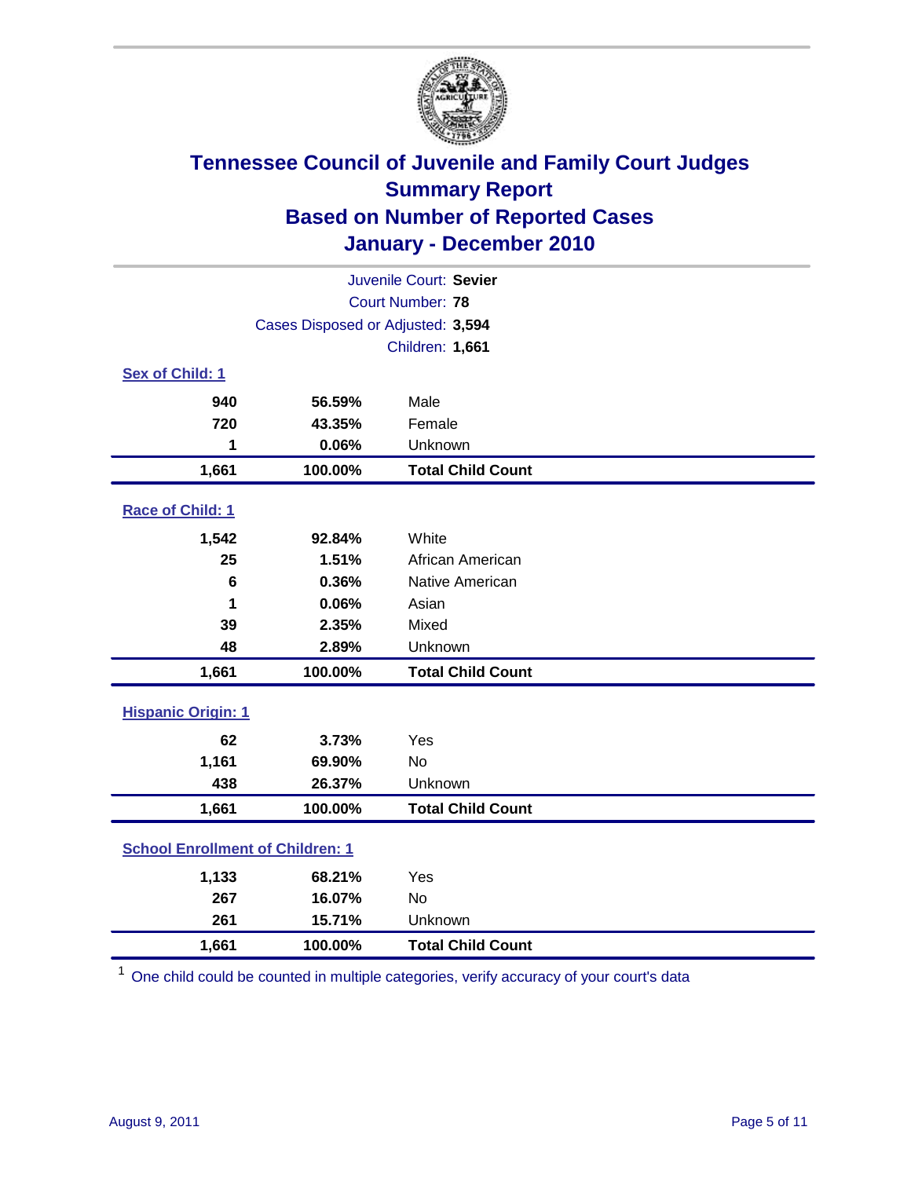# Tennessee Council of Juvenile and Family Court Judges
## Summary Report
## Based on Number of Reported Cases
## January - December 2010

Juvenile Court: **Sevier**
Court Number: **78**
Cases Disposed or Adjusted: **3,594**
Children: **1,661**

### Sex of Child: 1

| | | |
|---|---|---|
| **940** | **56.59%** | Male |
| **720** | **43.35%** | Female |
| **1** | **0.06%** | Unknown |
| **1,661** | **100.00%** | **Total Child Count** |

### Race of Child: 1

| | | |
|---|---|---|
| **1,542** | **92.84%** | White |
| **25** | **1.51%** | African American |
| **6** | **0.36%** | Native American |
| **1** | **0.06%** | Asian |
| **39** | **2.35%** | Mixed |
| **48** | **2.89%** | Unknown |
| **1,661** | **100.00%** | **Total Child Count** |

### Hispanic Origin: 1

| | | |
|---|---|---|
| **62** | **3.73%** | Yes |
| **1,161** | **69.90%** | No |
| **438** | **26.37%** | Unknown |
| **1,661** | **100.00%** | **Total Child Count** |

### School Enrollment of Children: 1

| | | |
|---|---|---|
| **1,133** | **68.21%** | Yes |
| **267** | **16.07%** | No |
| **261** | **15.71%** | Unknown |
| **1,661** | **100.00%** | **Total Child Count** |

[1] One child could be counted in multiple categories, verify accuracy of your court's data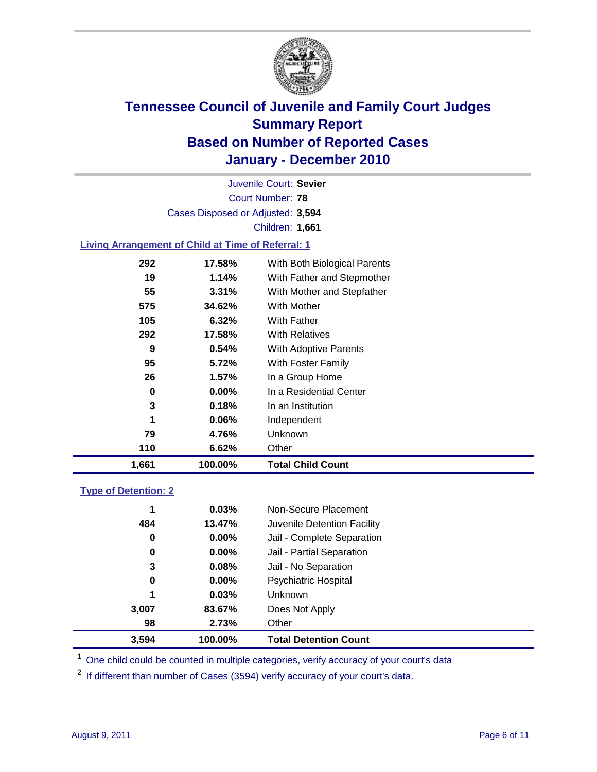# Tennessee Council of Juvenile and Family Court Judges
## Summary Report
## Based on Number of Reported Cases
## January - December 2010

Juvenile Court: **Sevier**

Court Number: **78**

Cases Disposed or Adjusted: **3,594**

Children: **1,661**

### Living Arrangement of Child at Time of Referral: 1

| | | |
|---|---|---|
| 292 | 17.58% | With Both Biological Parents |
| 19 | 1.14% | With Father and Stepmother |
| 55 | 3.31% | With Mother and Stepfather |
| 575 | 34.62% | With Mother |
| 105 | 6.32% | With Father |
| 292 | 17.58% | With Relatives |
| 9 | 0.54% | With Adoptive Parents |
| 95 | 5.72% | With Foster Family |
| 26 | 1.57% | In a Group Home |
| 0 | 0.00% | In a Residential Center |
| 3 | 0.18% | In an Institution |
| 1 | 0.06% | Independent |
| 79 | 4.76% | Unknown |
| 110 | 6.62% | Other |
| **1,661** | **100.00%** | **Total Child Count** |

### Type of Detention: 2

| | | |
|---|---|---|
| 1 | 0.03% | Non-Secure Placement |
| 484 | 13.47% | Juvenile Detention Facility |
| 0 | 0.00% | Jail - Complete Separation |
| 0 | 0.00% | Jail - Partial Separation |
| 3 | 0.08% | Jail - No Separation |
| 0 | 0.00% | Psychiatric Hospital |
| 1 | 0.03% | Unknown |
| 3,007 | 83.67% | Does Not Apply |
| 98 | 2.73% | Other |
| **3,594** | **100.00%** | **Total Detention Count** |

[1] One child could be counted in multiple categories, verify accuracy of your court's data

[2] If different than number of Cases (3594) verify accuracy of your court's data.

August 9, 2011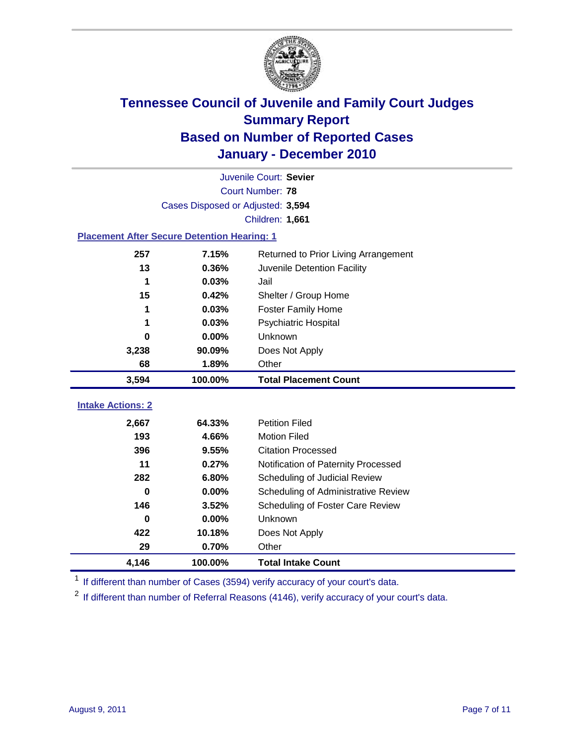# Tennessee Council of Juvenile and Family Court Judges
## Summary Report
## Based on Number of Reported Cases
## January - December 2010

Juvenile Court: **Sevier**
Court Number: **78**
Cases Disposed or Adjusted: **3,594**
Children: **1,661**

### Placement After Secure Detention Hearing: 1

| Count | Percent | Placement |
|---|---|---|
| 257 | 7.15% | Returned to Prior Living Arrangement |
| 13 | 0.36% | Juvenile Detention Facility |
| 1 | 0.03% | Jail |
| 15 | 0.42% | Shelter / Group Home |
| 1 | 0.03% | Foster Family Home |
| 1 | 0.03% | Psychiatric Hospital |
| 0 | 0.00% | Unknown |
| 3,238 | 90.09% | Does Not Apply |
| 68 | 1.89% | Other |
| **3,594** | **100.00%** | **Total Placement Count** |

### Intake Actions: 2

| Count | Percent | Intake Action |
|---|---|---|
| 2,667 | 64.33% | Petition Filed |
| 193 | 4.66% | Motion Filed |
| 396 | 9.55% | Citation Processed |
| 11 | 0.27% | Notification of Paternity Processed |
| 282 | 6.80% | Scheduling of Judicial Review |
| 0 | 0.00% | Scheduling of Administrative Review |
| 146 | 3.52% | Scheduling of Foster Care Review |
| 0 | 0.00% | Unknown |
| 422 | 10.18% | Does Not Apply |
| 29 | 0.70% | Other |
| **4,146** | **100.00%** | **Total Intake Count** |

[1] If different than number of Cases (3594) verify accuracy of your court's data.

[2] If different than number of Referral Reasons (4146), verify accuracy of your court's data.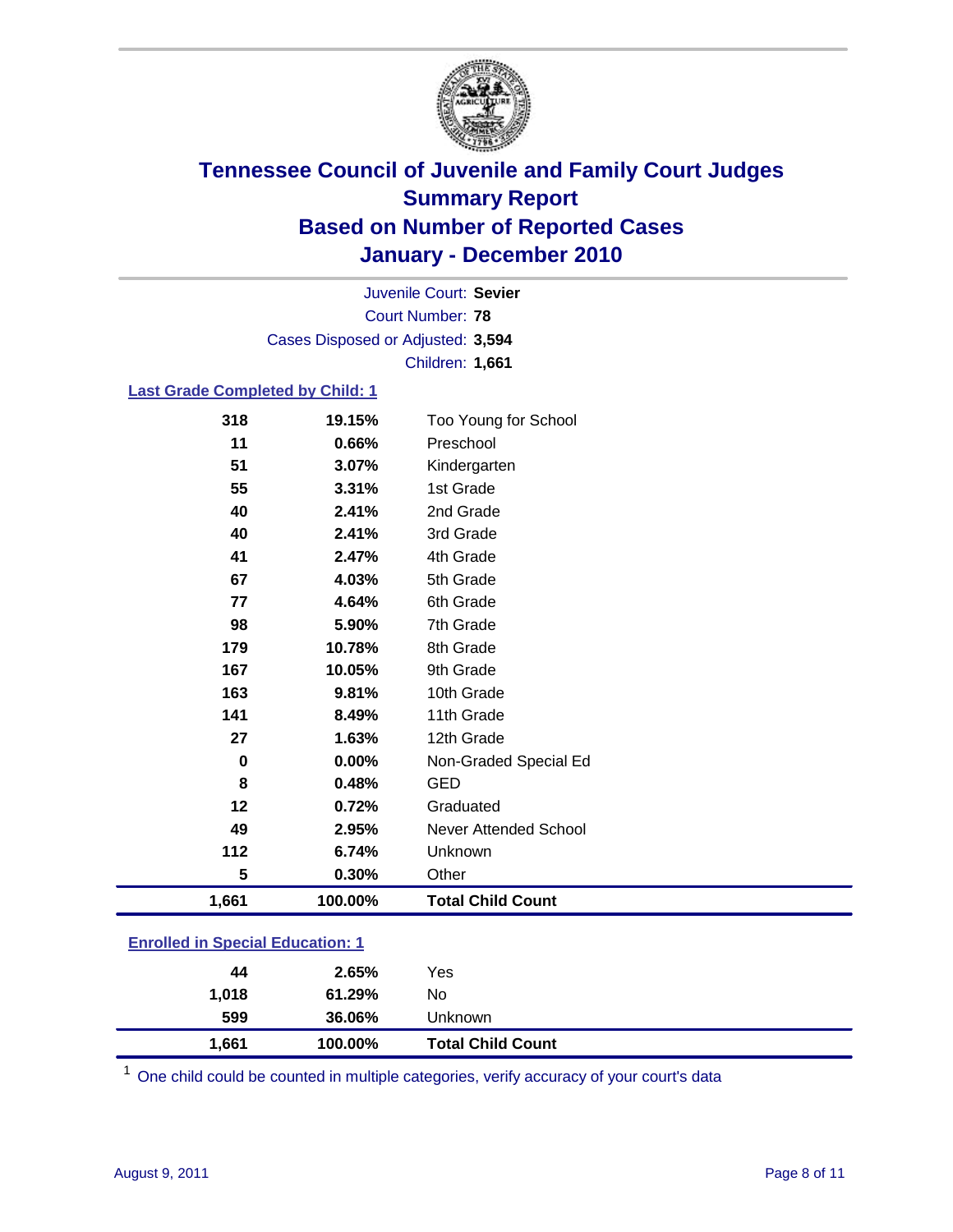# Tennessee Council of Juvenile and Family Court Judges
## Summary Report
## Based on Number of Reported Cases
## January - December 2010

Juvenile Court: **Sevier**
Court Number: **78**
Cases Disposed or Adjusted: **3,594**
Children: **1,661**

### Last Grade Completed by Child: 1

| Count | Percent | Category |
|---|---|---|
| 318 | 19.15% | Too Young for School |
| 11 | 0.66% | Preschool |
| 51 | 3.07% | Kindergarten |
| 55 | 3.31% | 1st Grade |
| 40 | 2.41% | 2nd Grade |
| 40 | 2.41% | 3rd Grade |
| 41 | 2.47% | 4th Grade |
| 67 | 4.03% | 5th Grade |
| 77 | 4.64% | 6th Grade |
| 98 | 5.90% | 7th Grade |
| 179 | 10.78% | 8th Grade |
| 167 | 10.05% | 9th Grade |
| 163 | 9.81% | 10th Grade |
| 141 | 8.49% | 11th Grade |
| 27 | 1.63% | 12th Grade |
| 0 | 0.00% | Non-Graded Special Ed |
| 8 | 0.48% | GED |
| 12 | 0.72% | Graduated |
| 49 | 2.95% | Never Attended School |
| 112 | 6.74% | Unknown |
| 5 | 0.30% | Other |
| **1,661** | **100.00%** | **Total Child Count** |

### Enrolled in Special Education: 1

| Count | Percent | Category |
|---|---|---|
| 44 | 2.65% | Yes |
| 1,018 | 61.29% | No |
| 599 | 36.06% | Unknown |
| **1,661** | **100.00%** | **Total Child Count** |

[1] One child could be counted in multiple categories, verify accuracy of your court's data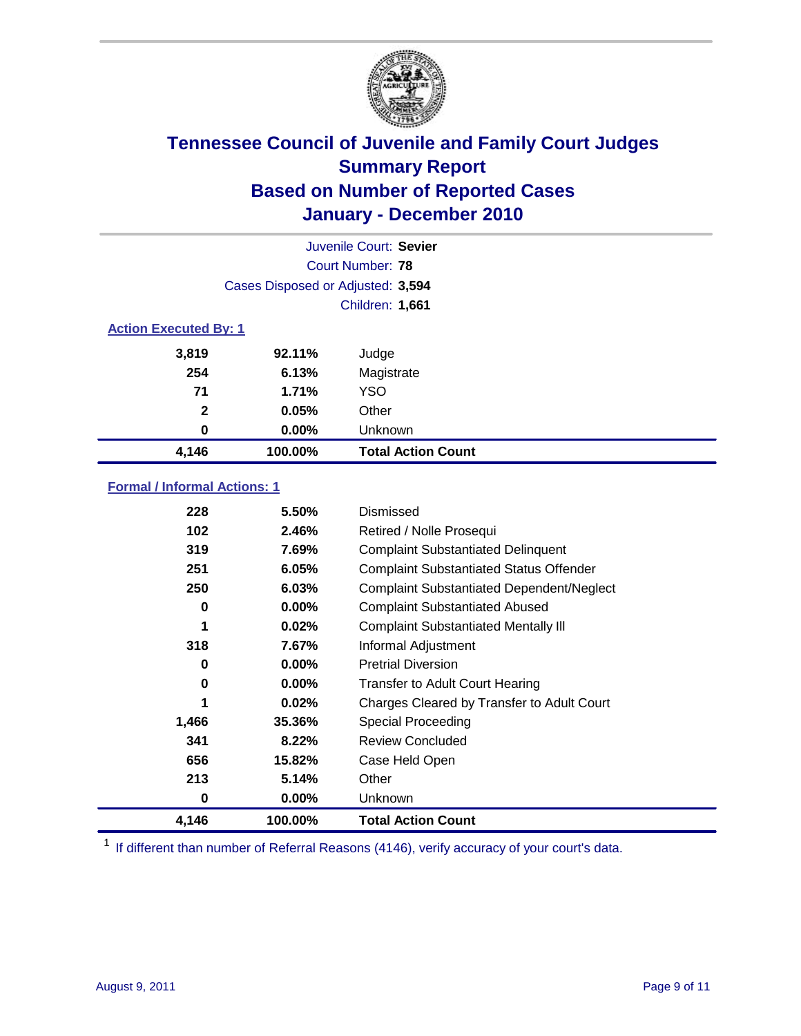# Tennessee Council of Juvenile and Family Court Judges
## Summary Report
## Based on Number of Reported Cases
## January - December 2010

Juvenile Court: **Sevier**
Court Number: **78**
Cases Disposed or Adjusted: **3,594**
Children: **1,661**

### Action Executed By: 1

| | | |
|---|---|---|
| 3,819 | 92.11% | Judge |
| 254 | 6.13% | Magistrate |
| 71 | 1.71% | YSO |
| 2 | 0.05% | Other |
| 0 | 0.00% | Unknown |
| **4,146** | **100.00%** | **Total Action Count** |

### Formal / Informal Actions: 1

| | | |
|---|---|---|
| 228 | 5.50% | Dismissed |
| 102 | 2.46% | Retired / Nolle Prosequi |
| 319 | 7.69% | Complaint Substantiated Delinquent |
| 251 | 6.05% | Complaint Substantiated Status Offender |
| 250 | 6.03% | Complaint Substantiated Dependent/Neglect |
| 0 | 0.00% | Complaint Substantiated Abused |
| 1 | 0.02% | Complaint Substantiated Mentally Ill |
| 318 | 7.67% | Informal Adjustment |
| 0 | 0.00% | Pretrial Diversion |
| 0 | 0.00% | Transfer to Adult Court Hearing |
| 1 | 0.02% | Charges Cleared by Transfer to Adult Court |
| 1,466 | 35.36% | Special Proceeding |
| 341 | 8.22% | Review Concluded |
| 656 | 15.82% | Case Held Open |
| 213 | 5.14% | Other |
| 0 | 0.00% | Unknown |
| **4,146** | **100.00%** | **Total Action Count** |

[1] If different than number of Referral Reasons (4146), verify accuracy of your court's data.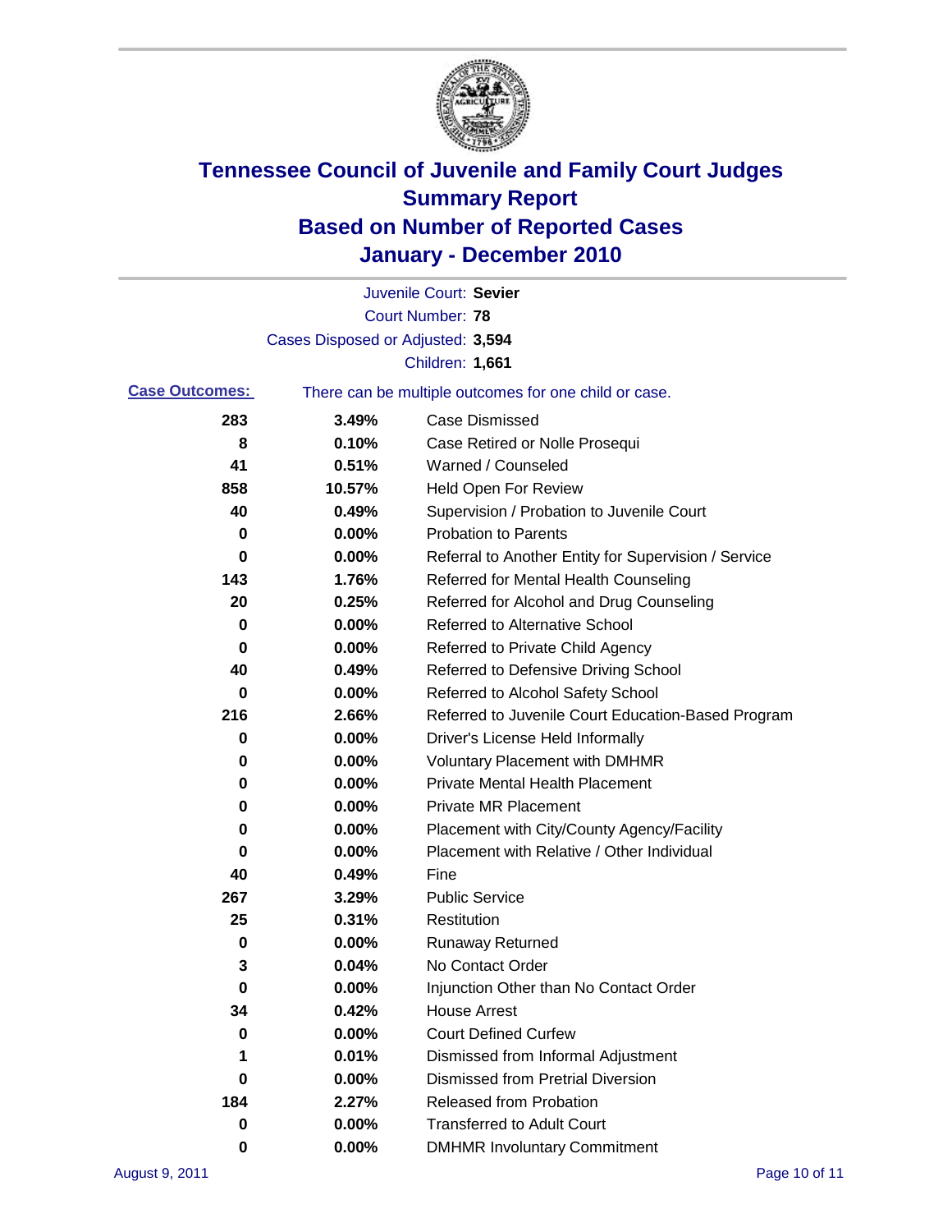# Tennessee Council of Juvenile and Family Court Judges
## Summary Report
## Based on Number of Reported Cases
## January - December 2010

Juvenile Court: **Sevier**
Court Number: **78**
Cases Disposed or Adjusted: **3,594**
Children: **1,661**

**Case Outcomes:** There can be multiple outcomes for one child or case.

| Count | Percent | Outcome |
|---|---|---|
| 283 | 3.49% | Case Dismissed |
| 8 | 0.10% | Case Retired or Nolle Prosequi |
| 41 | 0.51% | Warned / Counseled |
| 858 | 10.57% | Held Open For Review |
| 40 | 0.49% | Supervision / Probation to Juvenile Court |
| 0 | 0.00% | Probation to Parents |
| 0 | 0.00% | Referral to Another Entity for Supervision / Service |
| 143 | 1.76% | Referred for Mental Health Counseling |
| 20 | 0.25% | Referred for Alcohol and Drug Counseling |
| 0 | 0.00% | Referred to Alternative School |
| 0 | 0.00% | Referred to Private Child Agency |
| 40 | 0.49% | Referred to Defensive Driving School |
| 0 | 0.00% | Referred to Alcohol Safety School |
| 216 | 2.66% | Referred to Juvenile Court Education-Based Program |
| 0 | 0.00% | Driver's License Held Informally |
| 0 | 0.00% | Voluntary Placement with DMHMR |
| 0 | 0.00% | Private Mental Health Placement |
| 0 | 0.00% | Private MR Placement |
| 0 | 0.00% | Placement with City/County Agency/Facility |
| 0 | 0.00% | Placement with Relative / Other Individual |
| 40 | 0.49% | Fine |
| 267 | 3.29% | Public Service |
| 25 | 0.31% | Restitution |
| 0 | 0.00% | Runaway Returned |
| 3 | 0.04% | No Contact Order |
| 0 | 0.00% | Injunction Other than No Contact Order |
| 34 | 0.42% | House Arrest |
| 0 | 0.00% | Court Defined Curfew |
| 1 | 0.01% | Dismissed from Informal Adjustment |
| 0 | 0.00% | Dismissed from Pretrial Diversion |
| 184 | 2.27% | Released from Probation |
| 0 | 0.00% | Transferred to Adult Court |
| 0 | 0.00% | DMHMR Involuntary Commitment |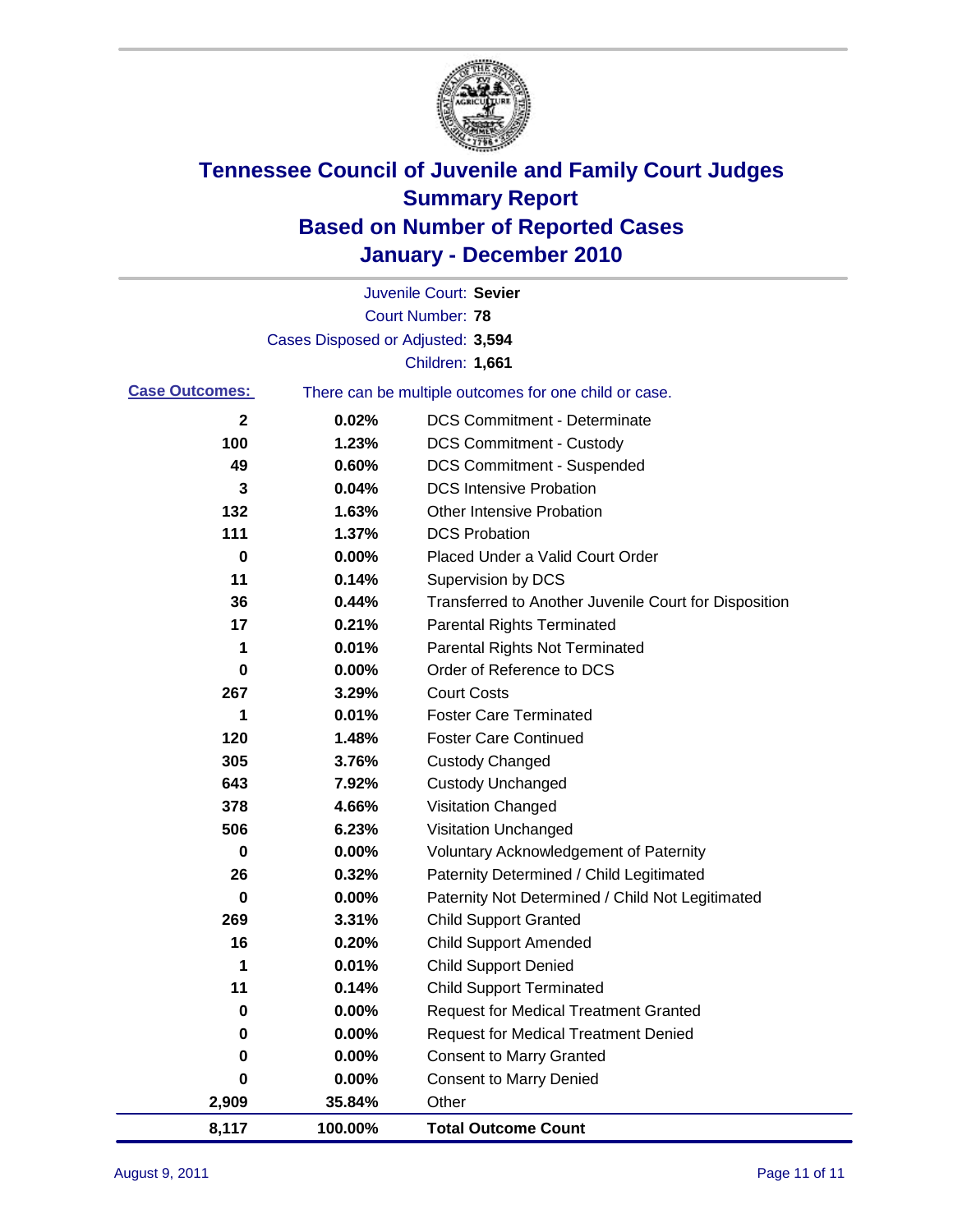# Tennessee Council of Juvenile and Family Court Judges
## Summary Report
## Based on Number of Reported Cases
## January - December 2010

Juvenile Court: **Sevier**

Court Number: **78**

Cases Disposed or Adjusted: **3,594**

Children: **1,661**

**Case Outcomes:** There can be multiple outcomes for one child or case.

| | | |
|---|---|---|
| 2 | 0.02% | DCS Commitment - Determinate |
| 100 | 1.23% | DCS Commitment - Custody |
| 49 | 0.60% | DCS Commitment - Suspended |
| 3 | 0.04% | DCS Intensive Probation |
| 132 | 1.63% | Other Intensive Probation |
| 111 | 1.37% | DCS Probation |
| 0 | 0.00% | Placed Under a Valid Court Order |
| 11 | 0.14% | Supervision by DCS |
| 36 | 0.44% | Transferred to Another Juvenile Court for Disposition |
| 17 | 0.21% | Parental Rights Terminated |
| 1 | 0.01% | Parental Rights Not Terminated |
| 0 | 0.00% | Order of Reference to DCS |
| 267 | 3.29% | Court Costs |
| 1 | 0.01% | Foster Care Terminated |
| 120 | 1.48% | Foster Care Continued |
| 305 | 3.76% | Custody Changed |
| 643 | 7.92% | Custody Unchanged |
| 378 | 4.66% | Visitation Changed |
| 506 | 6.23% | Visitation Unchanged |
| 0 | 0.00% | Voluntary Acknowledgement of Paternity |
| 26 | 0.32% | Paternity Determined / Child Legitimated |
| 0 | 0.00% | Paternity Not Determined / Child Not Legitimated |
| 269 | 3.31% | Child Support Granted |
| 16 | 0.20% | Child Support Amended |
| 1 | 0.01% | Child Support Denied |
| 11 | 0.14% | Child Support Terminated |
| 0 | 0.00% | Request for Medical Treatment Granted |
| 0 | 0.00% | Request for Medical Treatment Denied |
| 0 | 0.00% | Consent to Marry Granted |
| 0 | 0.00% | Consent to Marry Denied |
| 2,909 | 35.84% | Other |
| **8,117** | **100.00%** | **Total Outcome Count** |

August 9, 2011